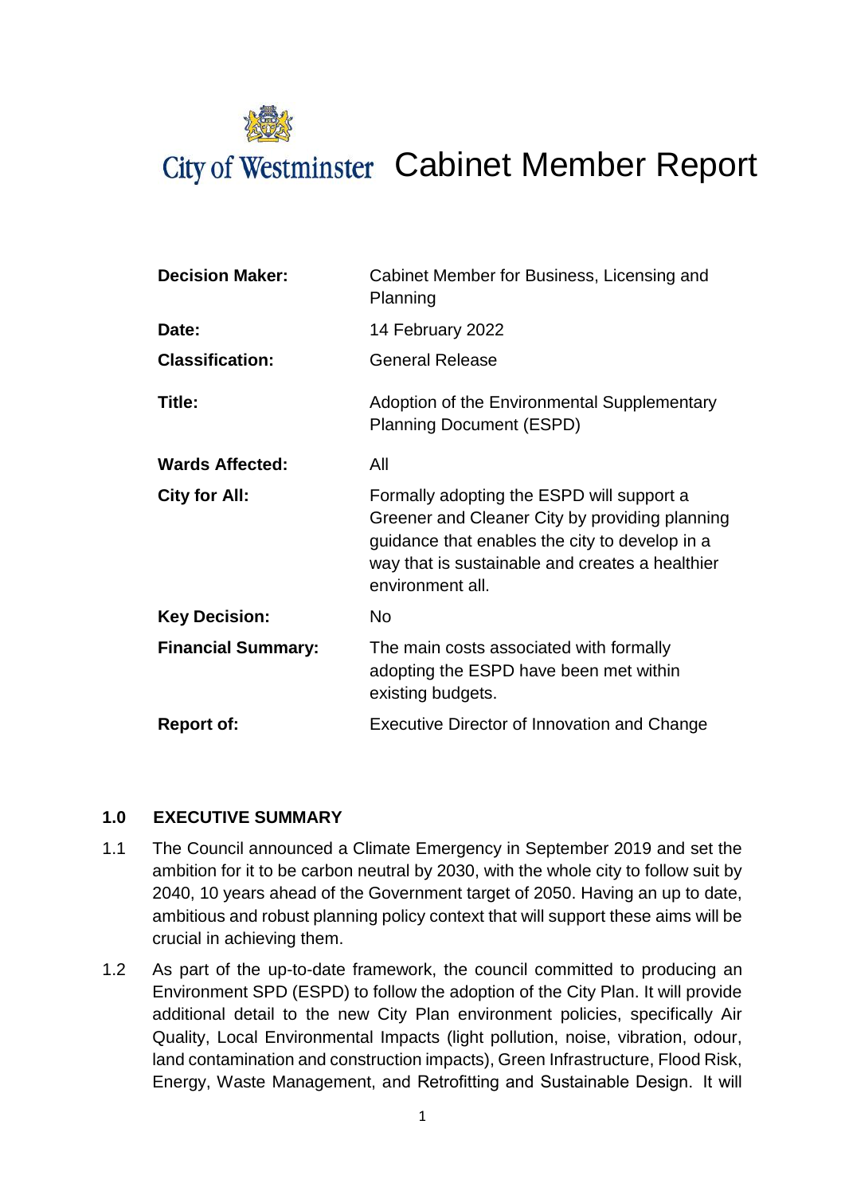# City of Westminster Cabinet Member Report

| | |
|---|---|
| **Decision Maker:** | Cabinet Member for Business, Licensing and Planning |
| **Date:** | 14 February 2022 |
| **Classification:** | General Release |
| **Title:** | Adoption of the Environmental Supplementary Planning Document (ESPD) |
| **Wards Affected:** | All |
| **City for All:** | Formally adopting the ESPD will support a Greener and Cleaner City by providing planning guidance that enables the city to develop in a way that is sustainable and creates a healthier environment all. |
| **Key Decision:** | No |
| **Financial Summary:** | The main costs associated with formally adopting the ESPD have been met within existing budgets. |
| **Report of:** | Executive Director of Innovation and Change |

## 1.0 EXECUTIVE SUMMARY

1.1 The Council announced a Climate Emergency in September 2019 and set the ambition for it to be carbon neutral by 2030, with the whole city to follow suit by 2040, 10 years ahead of the Government target of 2050. Having an up to date, ambitious and robust planning policy context that will support these aims will be crucial in achieving them.

1.2 As part of the up-to-date framework, the council committed to producing an Environment SPD (ESPD) to follow the adoption of the City Plan. It will provide additional detail to the new City Plan environment policies, specifically Air Quality, Local Environmental Impacts (light pollution, noise, vibration, odour, land contamination and construction impacts), Green Infrastructure, Flood Risk, Energy, Waste Management, and Retrofitting and Sustainable Design. It will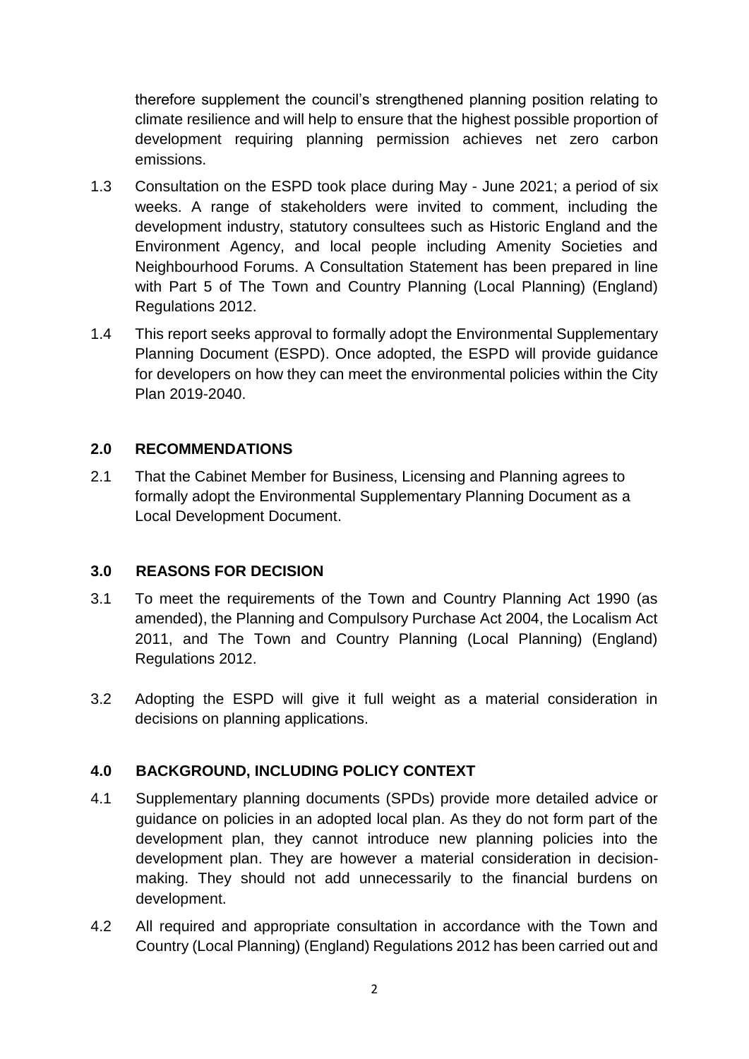therefore supplement the council's strengthened planning position relating to climate resilience and will help to ensure that the highest possible proportion of development requiring planning permission achieves net zero carbon emissions.

1.3 Consultation on the ESPD took place during May - June 2021; a period of six weeks. A range of stakeholders were invited to comment, including the development industry, statutory consultees such as Historic England and the Environment Agency, and local people including Amenity Societies and Neighbourhood Forums. A Consultation Statement has been prepared in line with Part 5 of The Town and Country Planning (Local Planning) (England) Regulations 2012.

1.4 This report seeks approval to formally adopt the Environmental Supplementary Planning Document (ESPD). Once adopted, the ESPD will provide guidance for developers on how they can meet the environmental policies within the City Plan 2019-2040.

## 2.0 RECOMMENDATIONS

2.1 That the Cabinet Member for Business, Licensing and Planning agrees to formally adopt the Environmental Supplementary Planning Document as a Local Development Document.

## 3.0 REASONS FOR DECISION

3.1 To meet the requirements of the Town and Country Planning Act 1990 (as amended), the Planning and Compulsory Purchase Act 2004, the Localism Act 2011, and The Town and Country Planning (Local Planning) (England) Regulations 2012.

3.2 Adopting the ESPD will give it full weight as a material consideration in decisions on planning applications.

## 4.0 BACKGROUND, INCLUDING POLICY CONTEXT

4.1 Supplementary planning documents (SPDs) provide more detailed advice or guidance on policies in an adopted local plan. As they do not form part of the development plan, they cannot introduce new planning policies into the development plan. They are however a material consideration in decision-making. They should not add unnecessarily to the financial burdens on development.

4.2 All required and appropriate consultation in accordance with the Town and Country (Local Planning) (England) Regulations 2012 has been carried out and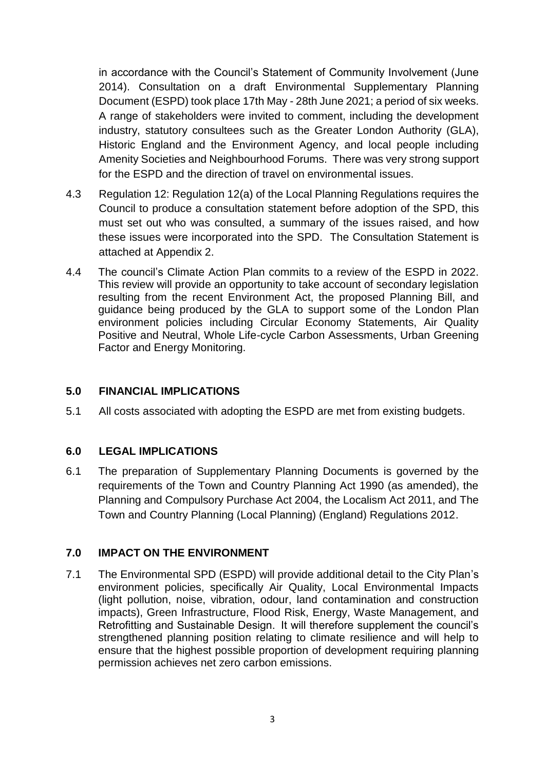in accordance with the Council's Statement of Community Involvement (June 2014). Consultation on a draft Environmental Supplementary Planning Document (ESPD) took place 17th May - 28th June 2021; a period of six weeks. A range of stakeholders were invited to comment, including the development industry, statutory consultees such as the Greater London Authority (GLA), Historic England and the Environment Agency, and local people including Amenity Societies and Neighbourhood Forums. There was very strong support for the ESPD and the direction of travel on environmental issues.

4.3 Regulation 12: Regulation 12(a) of the Local Planning Regulations requires the Council to produce a consultation statement before adoption of the SPD, this must set out who was consulted, a summary of the issues raised, and how these issues were incorporated into the SPD. The Consultation Statement is attached at Appendix 2.

4.4 The council's Climate Action Plan commits to a review of the ESPD in 2022. This review will provide an opportunity to take account of secondary legislation resulting from the recent Environment Act, the proposed Planning Bill, and guidance being produced by the GLA to support some of the London Plan environment policies including Circular Economy Statements, Air Quality Positive and Neutral, Whole Life-cycle Carbon Assessments, Urban Greening Factor and Energy Monitoring.

## 5.0 FINANCIAL IMPLICATIONS

5.1 All costs associated with adopting the ESPD are met from existing budgets.

## 6.0 LEGAL IMPLICATIONS

6.1 The preparation of Supplementary Planning Documents is governed by the requirements of the Town and Country Planning Act 1990 (as amended), the Planning and Compulsory Purchase Act 2004, the Localism Act 2011, and The Town and Country Planning (Local Planning) (England) Regulations 2012.

## 7.0 IMPACT ON THE ENVIRONMENT

7.1 The Environmental SPD (ESPD) will provide additional detail to the City Plan's environment policies, specifically Air Quality, Local Environmental Impacts (light pollution, noise, vibration, odour, land contamination and construction impacts), Green Infrastructure, Flood Risk, Energy, Waste Management, and Retrofitting and Sustainable Design. It will therefore supplement the council's strengthened planning position relating to climate resilience and will help to ensure that the highest possible proportion of development requiring planning permission achieves net zero carbon emissions.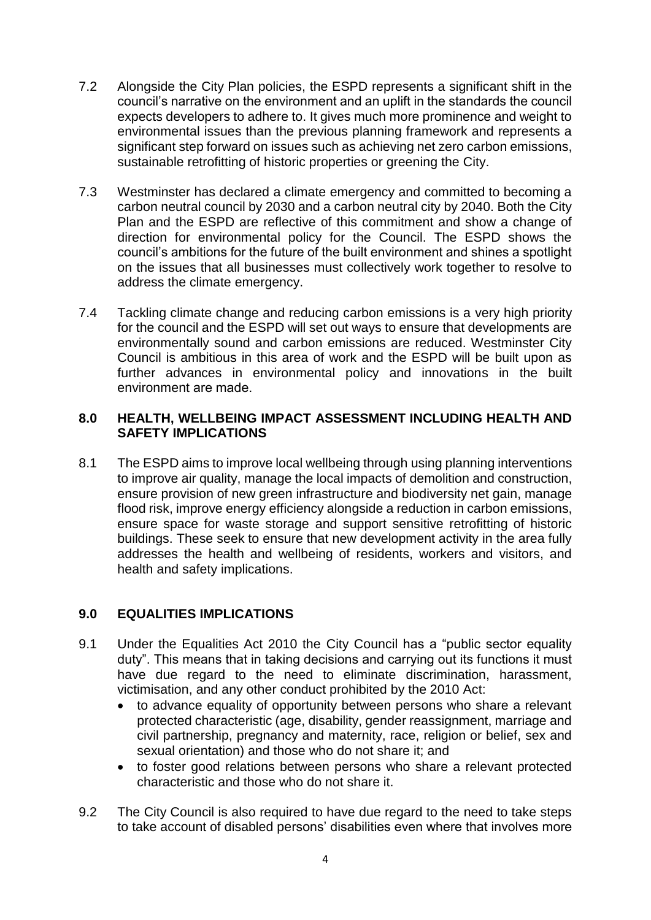7.2 Alongside the City Plan policies, the ESPD represents a significant shift in the council's narrative on the environment and an uplift in the standards the council expects developers to adhere to. It gives much more prominence and weight to environmental issues than the previous planning framework and represents a significant step forward on issues such as achieving net zero carbon emissions, sustainable retrofitting of historic properties or greening the City.

7.3 Westminster has declared a climate emergency and committed to becoming a carbon neutral council by 2030 and a carbon neutral city by 2040. Both the City Plan and the ESPD are reflective of this commitment and show a change of direction for environmental policy for the Council. The ESPD shows the council's ambitions for the future of the built environment and shines a spotlight on the issues that all businesses must collectively work together to resolve to address the climate emergency.

7.4 Tackling climate change and reducing carbon emissions is a very high priority for the council and the ESPD will set out ways to ensure that developments are environmentally sound and carbon emissions are reduced. Westminster City Council is ambitious in this area of work and the ESPD will be built upon as further advances in environmental policy and innovations in the built environment are made.

## 8.0 HEALTH, WELLBEING IMPACT ASSESSMENT INCLUDING HEALTH AND SAFETY IMPLICATIONS

8.1 The ESPD aims to improve local wellbeing through using planning interventions to improve air quality, manage the local impacts of demolition and construction, ensure provision of new green infrastructure and biodiversity net gain, manage flood risk, improve energy efficiency alongside a reduction in carbon emissions, ensure space for waste storage and support sensitive retrofitting of historic buildings. These seek to ensure that new development activity in the area fully addresses the health and wellbeing of residents, workers and visitors, and health and safety implications.

## 9.0 EQUALITIES IMPLICATIONS

9.1 Under the Equalities Act 2010 the City Council has a "public sector equality duty". This means that in taking decisions and carrying out its functions it must have due regard to the need to eliminate discrimination, harassment, victimisation, and any other conduct prohibited by the 2010 Act:

- to advance equality of opportunity between persons who share a relevant protected characteristic (age, disability, gender reassignment, marriage and civil partnership, pregnancy and maternity, race, religion or belief, sex and sexual orientation) and those who do not share it; and
- to foster good relations between persons who share a relevant protected characteristic and those who do not share it.

9.2 The City Council is also required to have due regard to the need to take steps to take account of disabled persons' disabilities even where that involves more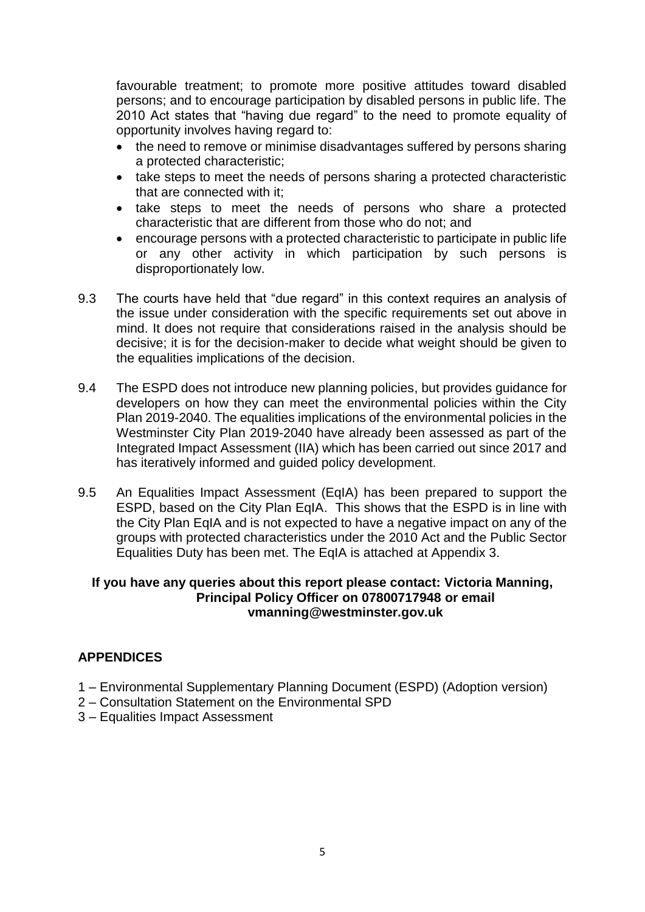favourable treatment; to promote more positive attitudes toward disabled persons; and to encourage participation by disabled persons in public life. The 2010 Act states that "having due regard" to the need to promote equality of opportunity involves having regard to:

- the need to remove or minimise disadvantages suffered by persons sharing a protected characteristic;
- take steps to meet the needs of persons sharing a protected characteristic that are connected with it;
- take steps to meet the needs of persons who share a protected characteristic that are different from those who do not; and
- encourage persons with a protected characteristic to participate in public life or any other activity in which participation by such persons is disproportionately low.

9.3 The courts have held that "due regard" in this context requires an analysis of the issue under consideration with the specific requirements set out above in mind. It does not require that considerations raised in the analysis should be decisive; it is for the decision-maker to decide what weight should be given to the equalities implications of the decision.

9.4 The ESPD does not introduce new planning policies, but provides guidance for developers on how they can meet the environmental policies within the City Plan 2019-2040. The equalities implications of the environmental policies in the Westminster City Plan 2019-2040 have already been assessed as part of the Integrated Impact Assessment (IIA) which has been carried out since 2017 and has iteratively informed and guided policy development.

9.5 An Equalities Impact Assessment (EqIA) has been prepared to support the ESPD, based on the City Plan EqIA. This shows that the ESPD is in line with the City Plan EqIA and is not expected to have a negative impact on any of the groups with protected characteristics under the 2010 Act and the Public Sector Equalities Duty has been met. The EqIA is attached at Appendix 3.

**If you have any queries about this report please contact: Victoria Manning, Principal Policy Officer on 07800717948 or email vmanning@westminster.gov.uk**

## APPENDICES

1 – Environmental Supplementary Planning Document (ESPD) (Adoption version)
2 – Consultation Statement on the Environmental SPD
3 – Equalities Impact Assessment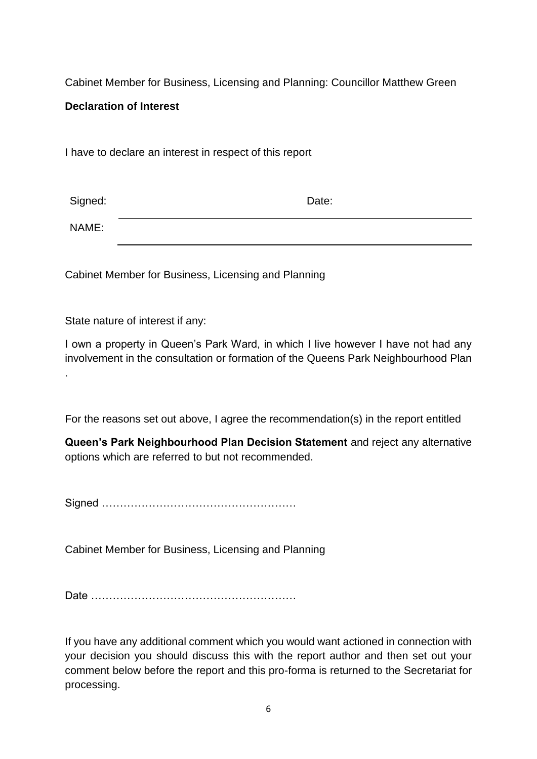Cabinet Member for Business, Licensing and Planning: Councillor Matthew Green

**Declaration of Interest**

I have to declare an interest in respect of this report

| Signed: | Date: |
| --- | --- |
| NAME: | |

Cabinet Member for Business, Licensing and Planning

State nature of interest if any:

I own a property in Queen's Park Ward, in which I live however I have not had any involvement in the consultation or formation of the Queens Park Neighbourhood Plan .

For the reasons set out above, I agree the recommendation(s) in the report entitled

**Queen's Park Neighbourhood Plan Decision Statement** and reject any alternative options which are referred to but not recommended.

Signed ………………………………………………

Cabinet Member for Business, Licensing and Planning

Date ………………………………………………

If you have any additional comment which you would want actioned in connection with your decision you should discuss this with the report author and then set out your comment below before the report and this pro-forma is returned to the Secretariat for processing.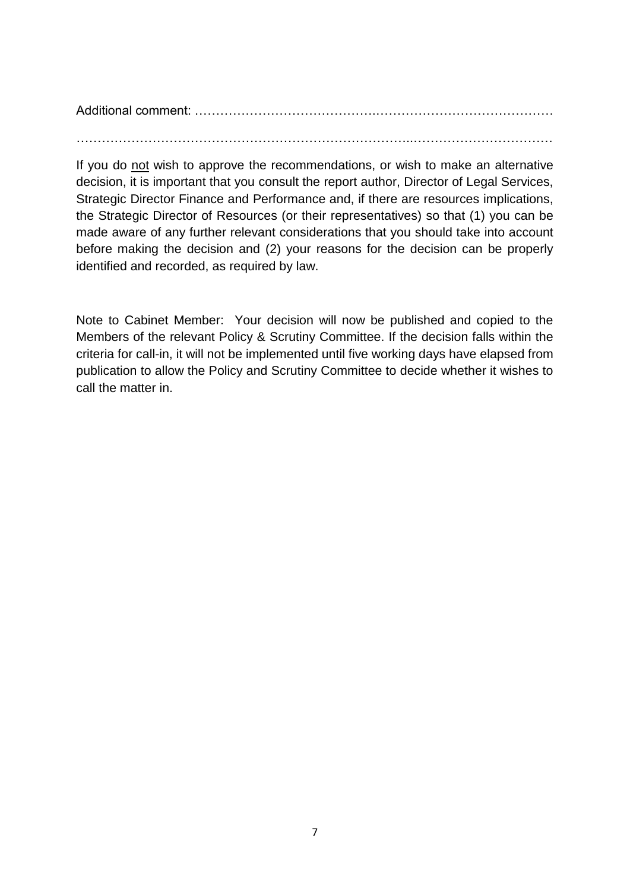Additional comment: ……………………………………..……………………………………

……………………………………………………………………..……………………………

If you do <u>not</u> wish to approve the recommendations, or wish to make an alternative decision, it is important that you consult the report author, Director of Legal Services, Strategic Director Finance and Performance and, if there are resources implications, the Strategic Director of Resources (or their representatives) so that (1) you can be made aware of any further relevant considerations that you should take into account before making the decision and (2) your reasons for the decision can be properly identified and recorded, as required by law.

Note to Cabinet Member: Your decision will now be published and copied to the Members of the relevant Policy & Scrutiny Committee. If the decision falls within the criteria for call-in, it will not be implemented until five working days have elapsed from publication to allow the Policy and Scrutiny Committee to decide whether it wishes to call the matter in.